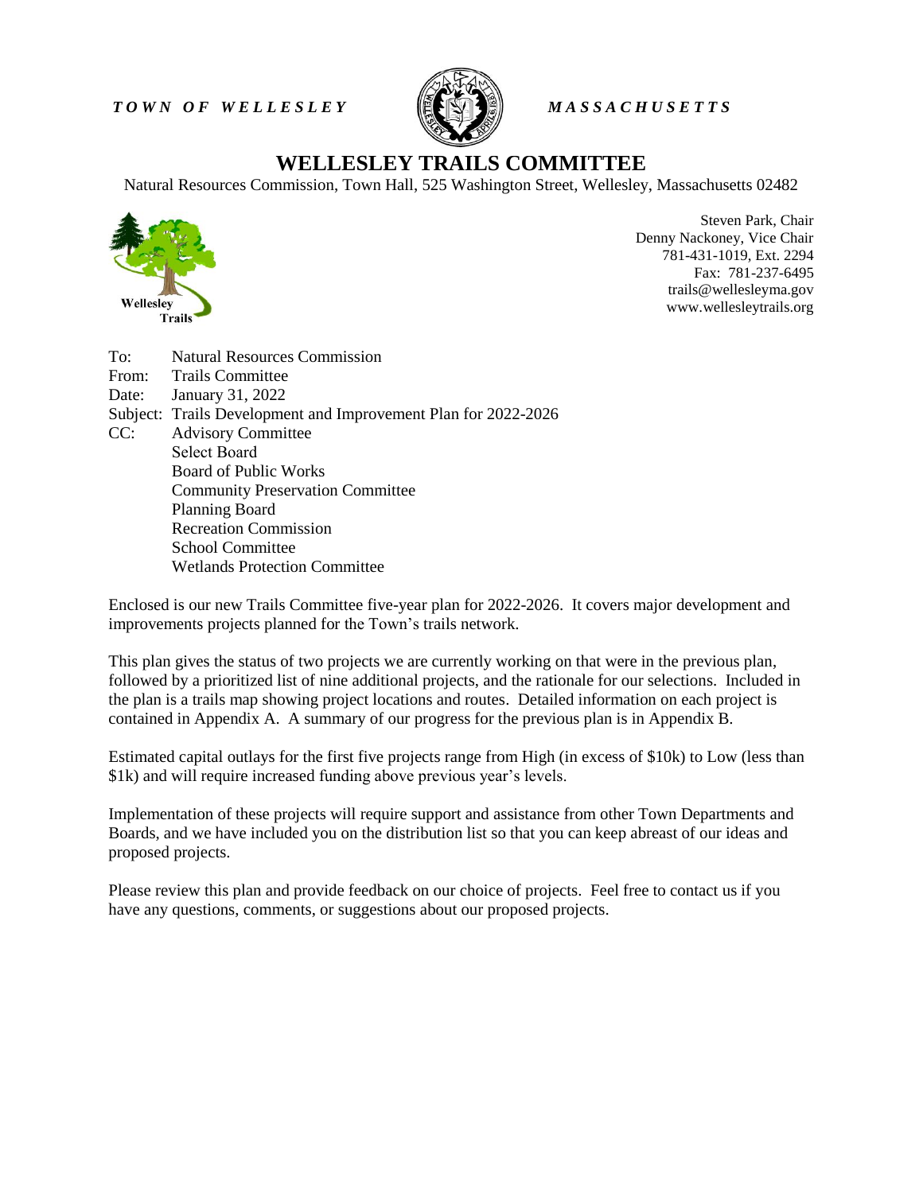*TOWN OF WELLESLEY* *MASSACHUSETTS*

# WELLESLEY TRAILS COMMITTEE

Natural Resources Commission, Town Hall, 525 Washington Street, Wellesley, Massachusetts 02482

Wellesley Trails

Steven Park, Chair
Denny Nackoney, Vice Chair
781-431-1019, Ext. 2294
Fax: 781-237-6495
trails@wellesleyma.gov
www.wellesleytrails.org

To: Natural Resources Commission
From: Trails Committee
Date: January 31, 2022
Subject: Trails Development and Improvement Plan for 2022-2026
CC: Advisory Committee
Select Board
Board of Public Works
Community Preservation Committee
Planning Board
Recreation Commission
School Committee
Wetlands Protection Committee

Enclosed is our new Trails Committee five-year plan for 2022-2026. It covers major development and improvements projects planned for the Town's trails network.

This plan gives the status of two projects we are currently working on that were in the previous plan, followed by a prioritized list of nine additional projects, and the rationale for our selections. Included in the plan is a trails map showing project locations and routes. Detailed information on each project is contained in Appendix A. A summary of our progress for the previous plan is in Appendix B.

Estimated capital outlays for the first five projects range from High (in excess of $10k) to Low (less than $1k) and will require increased funding above previous year's levels.

Implementation of these projects will require support and assistance from other Town Departments and Boards, and we have included you on the distribution list so that you can keep abreast of our ideas and proposed projects.

Please review this plan and provide feedback on our choice of projects. Feel free to contact us if you have any questions, comments, or suggestions about our proposed projects.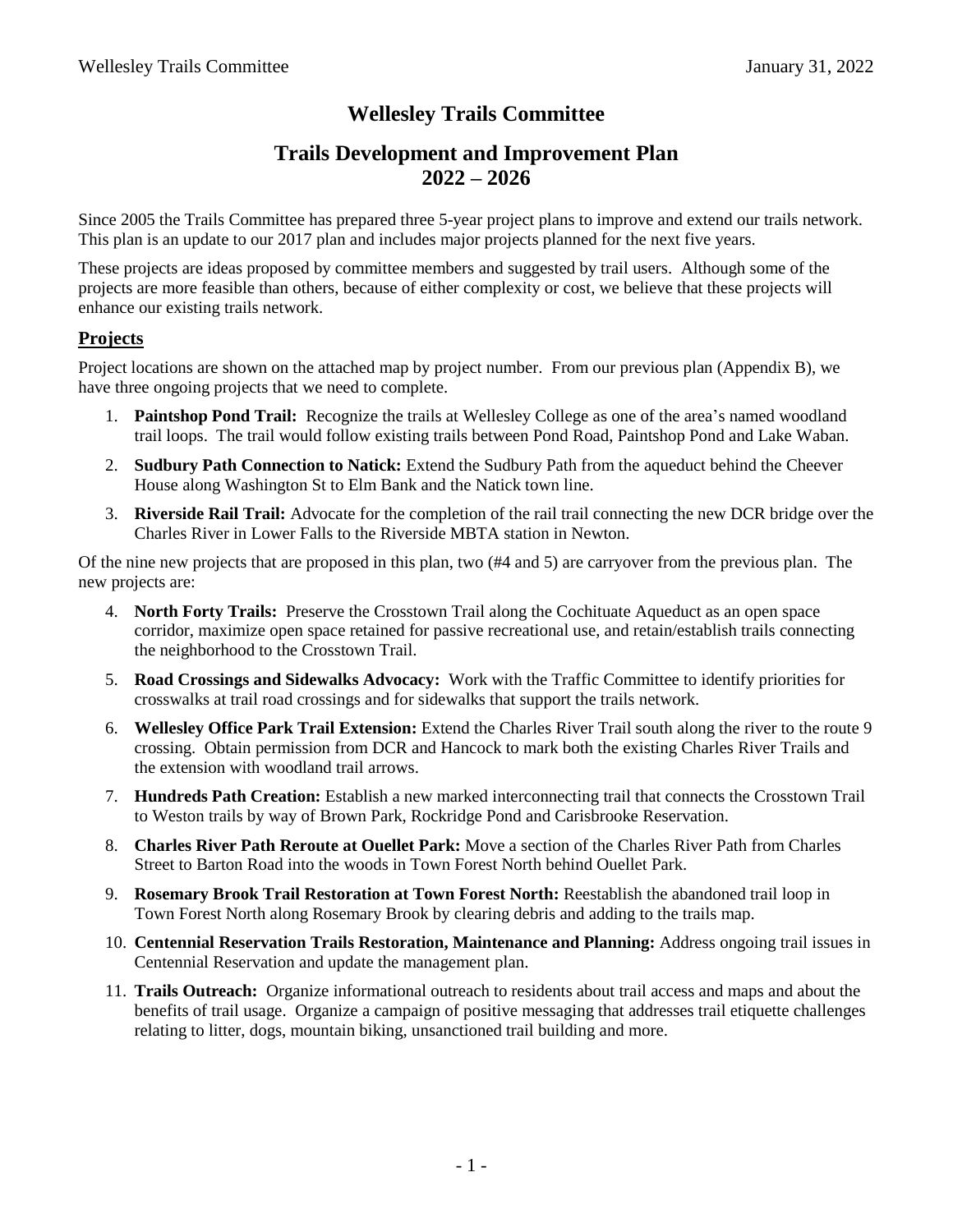# Wellesley Trails Committee

## Trails Development and Improvement Plan 2022 – 2026

Since 2005 the Trails Committee has prepared three 5-year project plans to improve and extend our trails network. This plan is an update to our 2017 plan and includes major projects planned for the next five years.

These projects are ideas proposed by committee members and suggested by trail users. Although some of the projects are more feasible than others, because of either complexity or cost, we believe that these projects will enhance our existing trails network.

### Projects

Project locations are shown on the attached map by project number. From our previous plan (Appendix B), we have three ongoing projects that we need to complete.

1. **Paintshop Pond Trail:** Recognize the trails at Wellesley College as one of the area's named woodland trail loops. The trail would follow existing trails between Pond Road, Paintshop Pond and Lake Waban.
2. **Sudbury Path Connection to Natick:** Extend the Sudbury Path from the aqueduct behind the Cheever House along Washington St to Elm Bank and the Natick town line.
3. **Riverside Rail Trail:** Advocate for the completion of the rail trail connecting the new DCR bridge over the Charles River in Lower Falls to the Riverside MBTA station in Newton.

Of the nine new projects that are proposed in this plan, two (#4 and 5) are carryover from the previous plan. The new projects are:

4. **North Forty Trails:** Preserve the Crosstown Trail along the Cochituate Aqueduct as an open space corridor, maximize open space retained for passive recreational use, and retain/establish trails connecting the neighborhood to the Crosstown Trail.
5. **Road Crossings and Sidewalks Advocacy:** Work with the Traffic Committee to identify priorities for crosswalks at trail road crossings and for sidewalks that support the trails network.
6. **Wellesley Office Park Trail Extension:** Extend the Charles River Trail south along the river to the route 9 crossing. Obtain permission from DCR and Hancock to mark both the existing Charles River Trails and the extension with woodland trail arrows.
7. **Hundreds Path Creation:** Establish a new marked interconnecting trail that connects the Crosstown Trail to Weston trails by way of Brown Park, Rockridge Pond and Carisbrooke Reservation.
8. **Charles River Path Reroute at Ouellet Park:** Move a section of the Charles River Path from Charles Street to Barton Road into the woods in Town Forest North behind Ouellet Park.
9. **Rosemary Brook Trail Restoration at Town Forest North:** Reestablish the abandoned trail loop in Town Forest North along Rosemary Brook by clearing debris and adding to the trails map.
10. **Centennial Reservation Trails Restoration, Maintenance and Planning:** Address ongoing trail issues in Centennial Reservation and update the management plan.
11. **Trails Outreach:** Organize informational outreach to residents about trail access and maps and about the benefits of trail usage. Organize a campaign of positive messaging that addresses trail etiquette challenges relating to litter, dogs, mountain biking, unsanctioned trail building and more.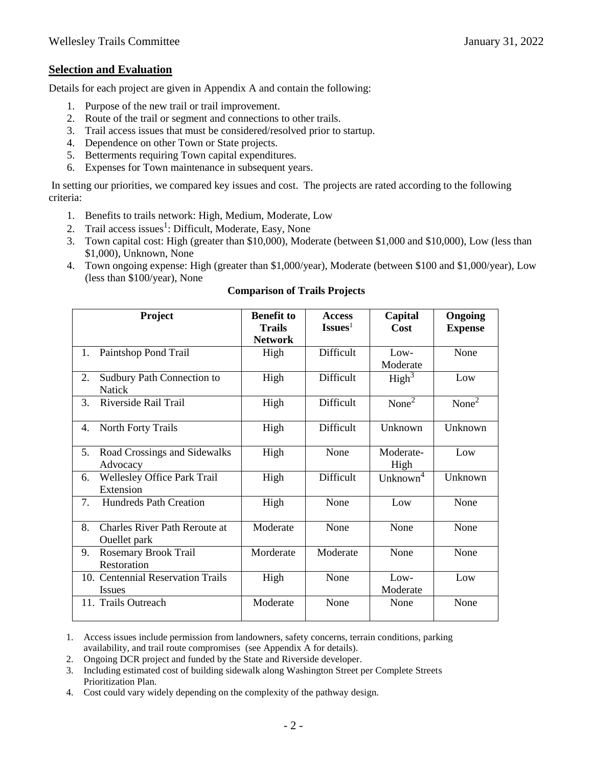## Selection and Evaluation

Details for each project are given in Appendix A and contain the following:

1. Purpose of the new trail or trail improvement.
2. Route of the trail or segment and connections to other trails.
3. Trail access issues that must be considered/resolved prior to startup.
4. Dependence on other Town or State projects.
5. Betterments requiring Town capital expenditures.
6. Expenses for Town maintenance in subsequent years.

In setting our priorities, we compared key issues and cost. The projects are rated according to the following criteria:

1. Benefits to trails network: High, Medium, Moderate, Low
2. Trail access issues[1]: Difficult, Moderate, Easy, None
3. Town capital cost: High (greater than $10,000), Moderate (between $1,000 and $10,000), Low (less than $1,000), Unknown, None
4. Town ongoing expense: High (greater than $1,000/year), Moderate (between $100 and $1,000/year), Low (less than $100/year), None

**Comparison of Trails Projects**

| Project | Benefit to Trails Network | Access Issues[1] | Capital Cost | Ongoing Expense |
|---|---|---|---|---|
| 1. Paintshop Pond Trail | High | Difficult | Low-Moderate | None |
| 2. Sudbury Path Connection to Natick | High | Difficult | High[3] | Low |
| 3. Riverside Rail Trail | High | Difficult | None[2] | None[2] |
| 4. North Forty Trails | High | Difficult | Unknown | Unknown |
| 5. Road Crossings and Sidewalks Advocacy | High | None | Moderate-High | Low |
| 6. Wellesley Office Park Trail Extension | High | Difficult | Unknown[4] | Unknown |
| 7. Hundreds Path Creation | High | None | Low | None |
| 8. Charles River Path Reroute at Ouellet park | Moderate | None | None | None |
| 9. Rosemary Brook Trail Restoration | Morderate | Moderate | None | None |
| 10. Centennial Reservation Trails Issues | High | None | Low-Moderate | Low |
| 11. Trails Outreach | Moderate | None | None | None |

1. Access issues include permission from landowners, safety concerns, terrain conditions, parking availability, and trail route compromises (see Appendix A for details).
2. Ongoing DCR project and funded by the State and Riverside developer.
3. Including estimated cost of building sidewalk along Washington Street per Complete Streets Prioritization Plan.
4. Cost could vary widely depending on the complexity of the pathway design.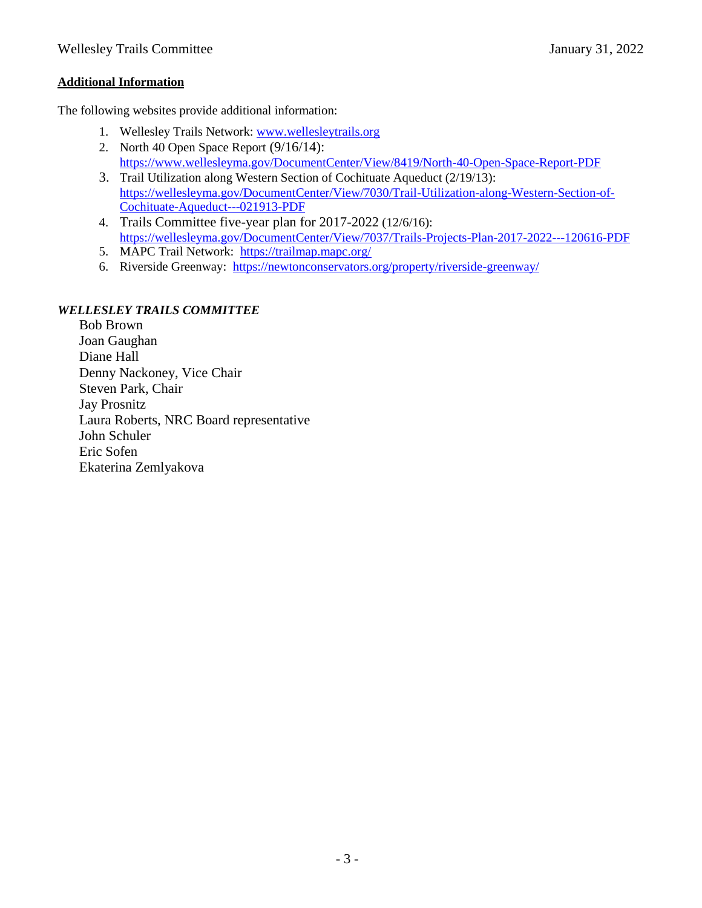**Additional Information**

The following websites provide additional information:

1. Wellesley Trails Network: www.wellesleytrails.org
2. North 40 Open Space Report (9/16/14): https://www.wellesleyma.gov/DocumentCenter/View/8419/North-40-Open-Space-Report-PDF
3. Trail Utilization along Western Section of Cochituate Aqueduct (2/19/13): https://wellesleyma.gov/DocumentCenter/View/7030/Trail-Utilization-along-Western-Section-of-Cochituate-Aqueduct---021913-PDF
4. Trails Committee five-year plan for 2017-2022 (12/6/16): https://wellesleyma.gov/DocumentCenter/View/7037/Trails-Projects-Plan-2017-2022---120616-PDF
5. MAPC Trail Network: https://trailmap.mapc.org/
6. Riverside Greenway: https://newtonconservators.org/property/riverside-greenway/

***WELLESLEY TRAILS COMMITTEE***

Bob Brown
Joan Gaughan
Diane Hall
Denny Nackoney, Vice Chair
Steven Park, Chair
Jay Prosnitz
Laura Roberts, NRC Board representative
John Schuler
Eric Sofen
Ekaterina Zemlyakova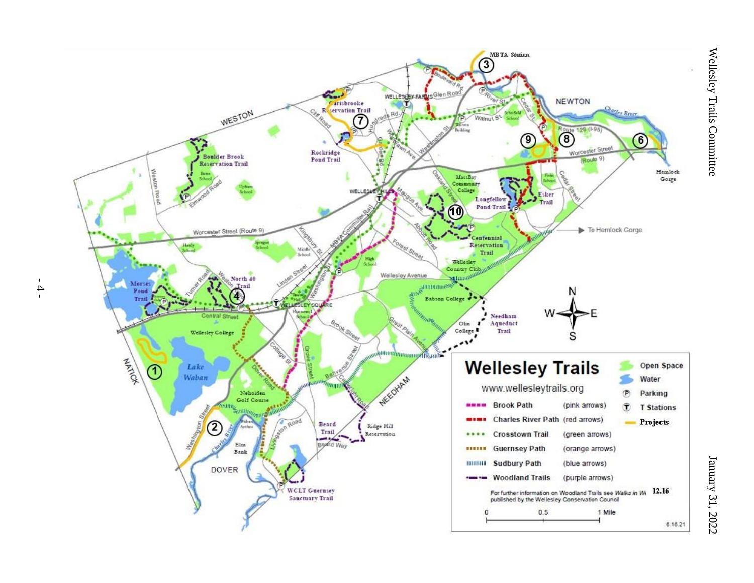# Wellesley Trails

www.wellesleytrails.org

| Trail | Marking |
|---|---|
| Brook Path | (pink arrows) |
| Charles River Path | (red arrows) |
| Crosstown Trail | (green arrows) |
| Guernsey Path | (orange arrows) |
| Sudbury Path | (blue arrows) |
| Woodland Trails | (purple arrows) |

- Open Space
- Water
- Parking
- T Stations
- Projects

For further information on Woodland Trails see *Walks in Wellesley* 12.16 published by the Wellesley Conservation Council

0 — 0.5 — 1 Mile

6.16.21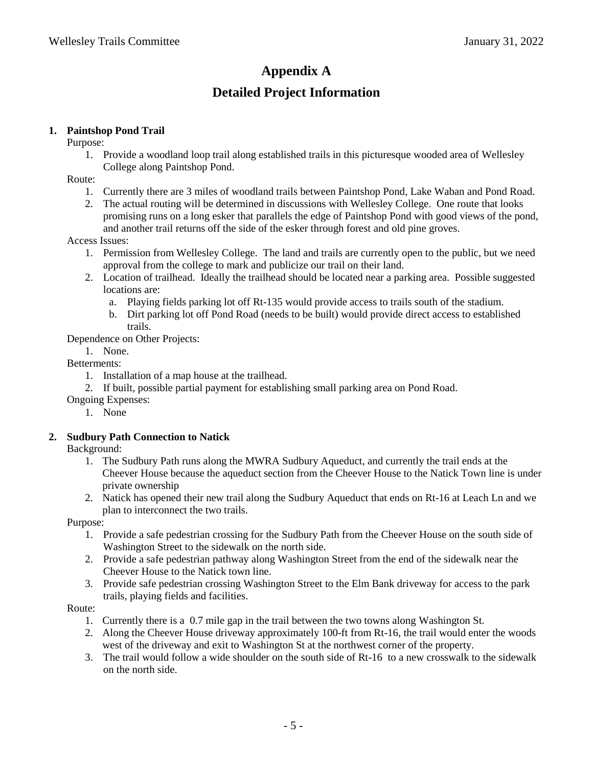# Appendix A

# Detailed Project Information

1. **Paintshop Pond Trail**

   Purpose:

   1. Provide a woodland loop trail along established trails in this picturesque wooded area of Wellesley College along Paintshop Pond.

   Route:

   1. Currently there are 3 miles of woodland trails between Paintshop Pond, Lake Waban and Pond Road.
   2. The actual routing will be determined in discussions with Wellesley College. One route that looks promising runs on a long esker that parallels the edge of Paintshop Pond with good views of the pond, and another trail returns off the side of the esker through forest and old pine groves.

   Access Issues:

   1. Permission from Wellesley College. The land and trails are currently open to the public, but we need approval from the college to mark and publicize our trail on their land.
   2. Location of trailhead. Ideally the trailhead should be located near a parking area. Possible suggested locations are:
      a. Playing fields parking lot off Rt-135 would provide access to trails south of the stadium.
      b. Dirt parking lot off Pond Road (needs to be built) would provide direct access to established trails.

   Dependence on Other Projects:

   1. None.

   Betterments:

   1. Installation of a map house at the trailhead.
   2. If built, possible partial payment for establishing small parking area on Pond Road.

   Ongoing Expenses:

   1. None

2. **Sudbury Path Connection to Natick**

   Background:

   1. The Sudbury Path runs along the MWRA Sudbury Aqueduct, and currently the trail ends at the Cheever House because the aqueduct section from the Cheever House to the Natick Town line is under private ownership
   2. Natick has opened their new trail along the Sudbury Aqueduct that ends on Rt-16 at Leach Ln and we plan to interconnect the two trails.

   Purpose:

   1. Provide a safe pedestrian crossing for the Sudbury Path from the Cheever House on the south side of Washington Street to the sidewalk on the north side.
   2. Provide a safe pedestrian pathway along Washington Street from the end of the sidewalk near the Cheever House to the Natick town line.
   3. Provide safe pedestrian crossing Washington Street to the Elm Bank driveway for access to the park trails, playing fields and facilities.

   Route:

   1. Currently there is a 0.7 mile gap in the trail between the two towns along Washington St.
   2. Along the Cheever House driveway approximately 100-ft from Rt-16, the trail would enter the woods west of the driveway and exit to Washington St at the northwest corner of the property.
   3. The trail would follow a wide shoulder on the south side of Rt-16 to a new crosswalk to the sidewalk on the north side.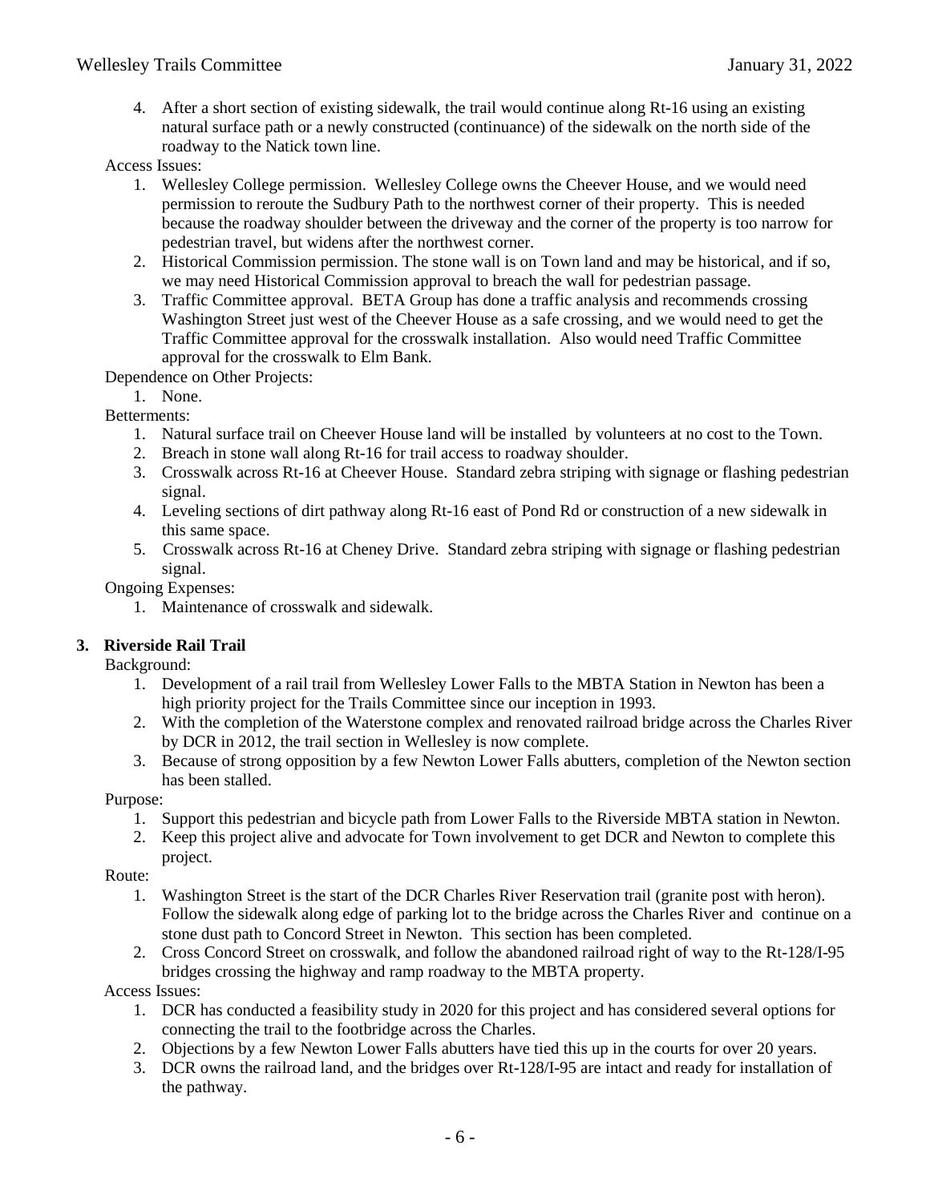4. After a short section of existing sidewalk, the trail would continue along Rt-16 using an existing natural surface path or a newly constructed (continuance) of the sidewalk on the north side of the roadway to the Natick town line.

Access Issues:

1. Wellesley College permission. Wellesley College owns the Cheever House, and we would need permission to reroute the Sudbury Path to the northwest corner of their property. This is needed because the roadway shoulder between the driveway and the corner of the property is too narrow for pedestrian travel, but widens after the northwest corner.
2. Historical Commission permission. The stone wall is on Town land and may be historical, and if so, we may need Historical Commission approval to breach the wall for pedestrian passage.
3. Traffic Committee approval. BETA Group has done a traffic analysis and recommends crossing Washington Street just west of the Cheever House as a safe crossing, and we would need to get the Traffic Committee approval for the crosswalk installation. Also would need Traffic Committee approval for the crosswalk to Elm Bank.

Dependence on Other Projects:

1. None.

Betterments:

1. Natural surface trail on Cheever House land will be installed by volunteers at no cost to the Town.
2. Breach in stone wall along Rt-16 for trail access to roadway shoulder.
3. Crosswalk across Rt-16 at Cheever House. Standard zebra striping with signage or flashing pedestrian signal.
4. Leveling sections of dirt pathway along Rt-16 east of Pond Rd or construction of a new sidewalk in this same space.
5. Crosswalk across Rt-16 at Cheney Drive. Standard zebra striping with signage or flashing pedestrian signal.

Ongoing Expenses:

1. Maintenance of crosswalk and sidewalk.

### 3. Riverside Rail Trail

Background:

1. Development of a rail trail from Wellesley Lower Falls to the MBTA Station in Newton has been a high priority project for the Trails Committee since our inception in 1993.
2. With the completion of the Waterstone complex and renovated railroad bridge across the Charles River by DCR in 2012, the trail section in Wellesley is now complete.
3. Because of strong opposition by a few Newton Lower Falls abutters, completion of the Newton section has been stalled.

Purpose:

1. Support this pedestrian and bicycle path from Lower Falls to the Riverside MBTA station in Newton.
2. Keep this project alive and advocate for Town involvement to get DCR and Newton to complete this project.

Route:

1. Washington Street is the start of the DCR Charles River Reservation trail (granite post with heron). Follow the sidewalk along edge of parking lot to the bridge across the Charles River and continue on a stone dust path to Concord Street in Newton. This section has been completed.
2. Cross Concord Street on crosswalk, and follow the abandoned railroad right of way to the Rt-128/I-95 bridges crossing the highway and ramp roadway to the MBTA property.

Access Issues:

1. DCR has conducted a feasibility study in 2020 for this project and has considered several options for connecting the trail to the footbridge across the Charles.
2. Objections by a few Newton Lower Falls abutters have tied this up in the courts for over 20 years.
3. DCR owns the railroad land, and the bridges over Rt-128/I-95 are intact and ready for installation of the pathway.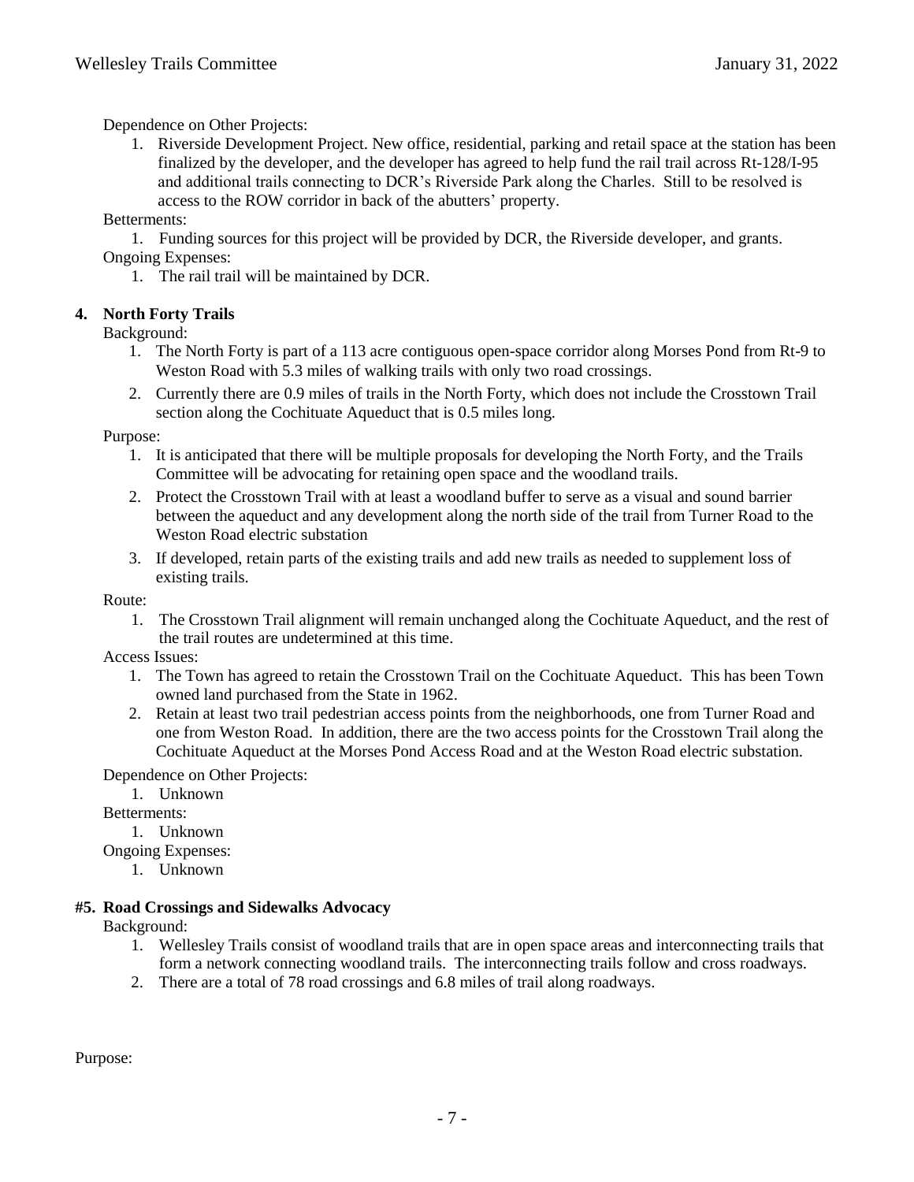Dependence on Other Projects:

1. Riverside Development Project. New office, residential, parking and retail space at the station has been finalized by the developer, and the developer has agreed to help fund the rail trail across Rt-128/I-95 and additional trails connecting to DCR's Riverside Park along the Charles. Still to be resolved is access to the ROW corridor in back of the abutters' property.

Betterments:

1. Funding sources for this project will be provided by DCR, the Riverside developer, and grants.

Ongoing Expenses:

1. The rail trail will be maintained by DCR.

**4. North Forty Trails**

Background:

1. The North Forty is part of a 113 acre contiguous open-space corridor along Morses Pond from Rt-9 to Weston Road with 5.3 miles of walking trails with only two road crossings.
2. Currently there are 0.9 miles of trails in the North Forty, which does not include the Crosstown Trail section along the Cochituate Aqueduct that is 0.5 miles long.

Purpose:

1. It is anticipated that there will be multiple proposals for developing the North Forty, and the Trails Committee will be advocating for retaining open space and the woodland trails.
2. Protect the Crosstown Trail with at least a woodland buffer to serve as a visual and sound barrier between the aqueduct and any development along the north side of the trail from Turner Road to the Weston Road electric substation
3. If developed, retain parts of the existing trails and add new trails as needed to supplement loss of existing trails.

Route:

1. The Crosstown Trail alignment will remain unchanged along the Cochituate Aqueduct, and the rest of the trail routes are undetermined at this time.

Access Issues:

1. The Town has agreed to retain the Crosstown Trail on the Cochituate Aqueduct. This has been Town owned land purchased from the State in 1962.
2. Retain at least two trail pedestrian access points from the neighborhoods, one from Turner Road and one from Weston Road. In addition, there are the two access points for the Crosstown Trail along the Cochituate Aqueduct at the Morses Pond Access Road and at the Weston Road electric substation.

Dependence on Other Projects:

1. Unknown

Betterments:

1. Unknown

Ongoing Expenses:

1. Unknown

**#5. Road Crossings and Sidewalks Advocacy**

Background:

1. Wellesley Trails consist of woodland trails that are in open space areas and interconnecting trails that form a network connecting woodland trails. The interconnecting trails follow and cross roadways.
2. There are a total of 78 road crossings and 6.8 miles of trail along roadways.

Purpose: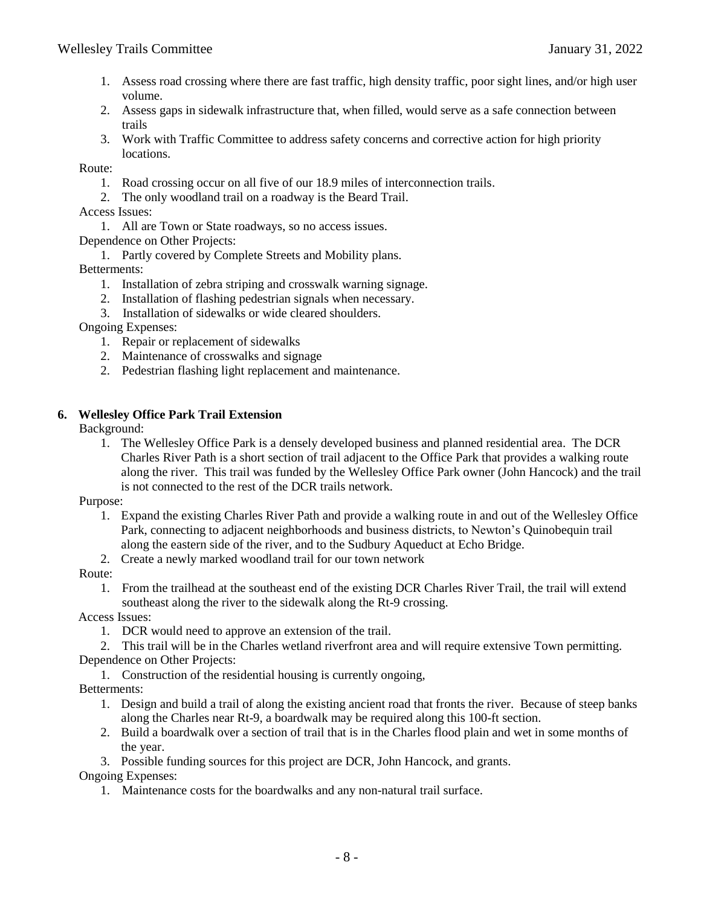1. Assess road crossing where there are fast traffic, high density traffic, poor sight lines, and/or high user volume.
2. Assess gaps in sidewalk infrastructure that, when filled, would serve as a safe connection between trails
3. Work with Traffic Committee to address safety concerns and corrective action for high priority locations.

Route:

1. Road crossing occur on all five of our 18.9 miles of interconnection trails.
2. The only woodland trail on a roadway is the Beard Trail.

Access Issues:

1. All are Town or State roadways, so no access issues.

Dependence on Other Projects:

1. Partly covered by Complete Streets and Mobility plans.

Betterments:

1. Installation of zebra striping and crosswalk warning signage.
2. Installation of flashing pedestrian signals when necessary.
3. Installation of sidewalks or wide cleared shoulders.

Ongoing Expenses:

1. Repair or replacement of sidewalks
2. Maintenance of crosswalks and signage
2. Pedestrian flashing light replacement and maintenance.

**6. Wellesley Office Park Trail Extension**

Background:

1. The Wellesley Office Park is a densely developed business and planned residential area. The DCR Charles River Path is a short section of trail adjacent to the Office Park that provides a walking route along the river. This trail was funded by the Wellesley Office Park owner (John Hancock) and the trail is not connected to the rest of the DCR trails network.

Purpose:

1. Expand the existing Charles River Path and provide a walking route in and out of the Wellesley Office Park, connecting to adjacent neighborhoods and business districts, to Newton's Quinobequin trail along the eastern side of the river, and to the Sudbury Aqueduct at Echo Bridge.
2. Create a newly marked woodland trail for our town network

Route:

1. From the trailhead at the southeast end of the existing DCR Charles River Trail, the trail will extend southeast along the river to the sidewalk along the Rt-9 crossing.

Access Issues:

1. DCR would need to approve an extension of the trail.
2. This trail will be in the Charles wetland riverfront area and will require extensive Town permitting.

Dependence on Other Projects:

1. Construction of the residential housing is currently ongoing,

Betterments:

1. Design and build a trail of along the existing ancient road that fronts the river. Because of steep banks along the Charles near Rt-9, a boardwalk may be required along this 100-ft section.
2. Build a boardwalk over a section of trail that is in the Charles flood plain and wet in some months of the year.
3. Possible funding sources for this project are DCR, John Hancock, and grants.

Ongoing Expenses:

1. Maintenance costs for the boardwalks and any non-natural trail surface.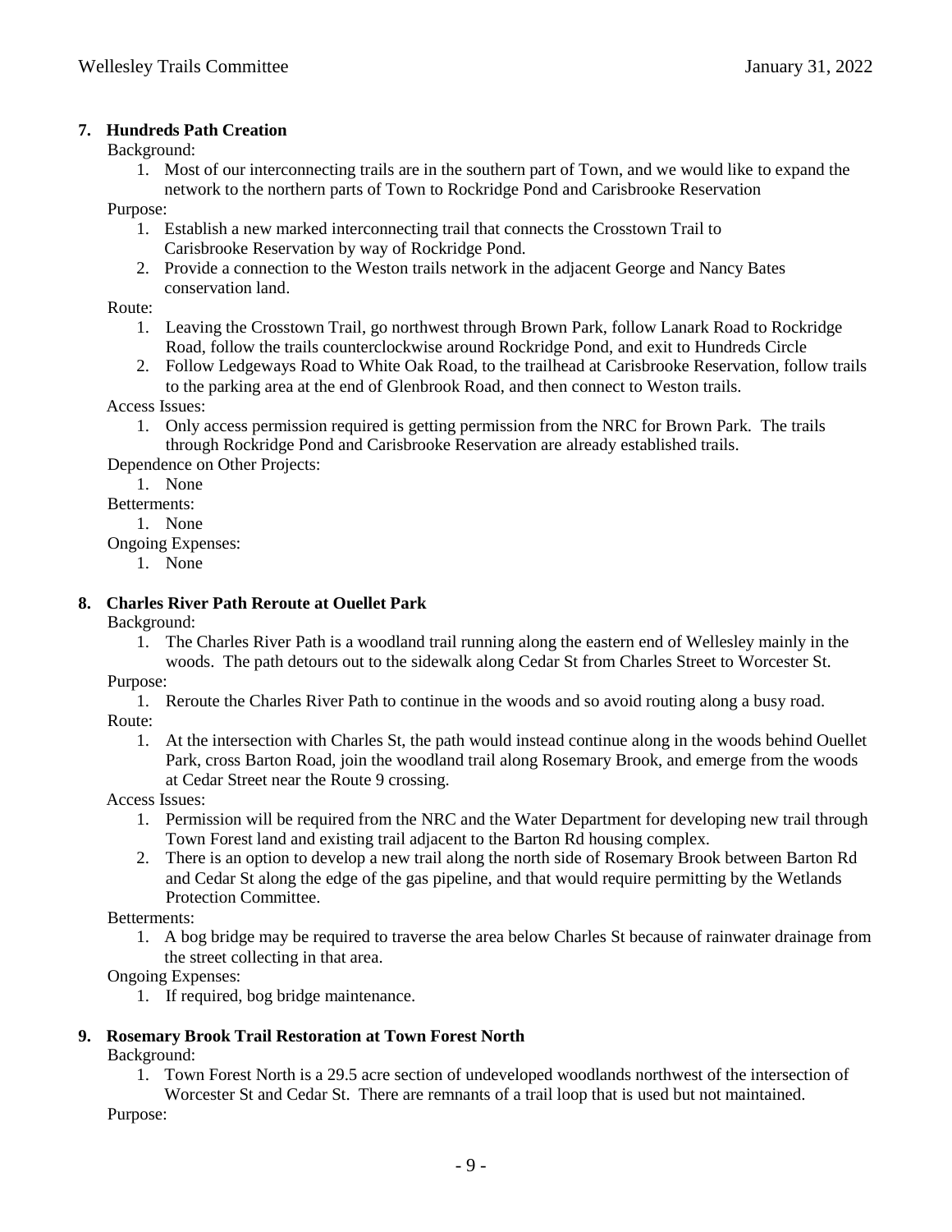### 7. Hundreds Path Creation

Background:

1. Most of our interconnecting trails are in the southern part of Town, and we would like to expand the network to the northern parts of Town to Rockridge Pond and Carisbrooke Reservation

Purpose:

1. Establish a new marked interconnecting trail that connects the Crosstown Trail to Carisbrooke Reservation by way of Rockridge Pond.
2. Provide a connection to the Weston trails network in the adjacent George and Nancy Bates conservation land.

Route:

1. Leaving the Crosstown Trail, go northwest through Brown Park, follow Lanark Road to Rockridge Road, follow the trails counterclockwise around Rockridge Pond, and exit to Hundreds Circle
2. Follow Ledgeways Road to White Oak Road, to the trailhead at Carisbrooke Reservation, follow trails to the parking area at the end of Glenbrook Road, and then connect to Weston trails.

Access Issues:

1. Only access permission required is getting permission from the NRC for Brown Park. The trails through Rockridge Pond and Carisbrooke Reservation are already established trails.

Dependence on Other Projects:

1. None

Betterments:

1. None

Ongoing Expenses:

1. None

### 8. Charles River Path Reroute at Ouellet Park

Background:

1. The Charles River Path is a woodland trail running along the eastern end of Wellesley mainly in the woods. The path detours out to the sidewalk along Cedar St from Charles Street to Worcester St.

Purpose:

1. Reroute the Charles River Path to continue in the woods and so avoid routing along a busy road.

Route:

1. At the intersection with Charles St, the path would instead continue along in the woods behind Ouellet Park, cross Barton Road, join the woodland trail along Rosemary Brook, and emerge from the woods at Cedar Street near the Route 9 crossing.

Access Issues:

1. Permission will be required from the NRC and the Water Department for developing new trail through Town Forest land and existing trail adjacent to the Barton Rd housing complex.
2. There is an option to develop a new trail along the north side of Rosemary Brook between Barton Rd and Cedar St along the edge of the gas pipeline, and that would require permitting by the Wetlands Protection Committee.

Betterments:

1. A bog bridge may be required to traverse the area below Charles St because of rainwater drainage from the street collecting in that area.

Ongoing Expenses:

1. If required, bog bridge maintenance.

### 9. Rosemary Brook Trail Restoration at Town Forest North

Background:

1. Town Forest North is a 29.5 acre section of undeveloped woodlands northwest of the intersection of Worcester St and Cedar St. There are remnants of a trail loop that is used but not maintained.

Purpose: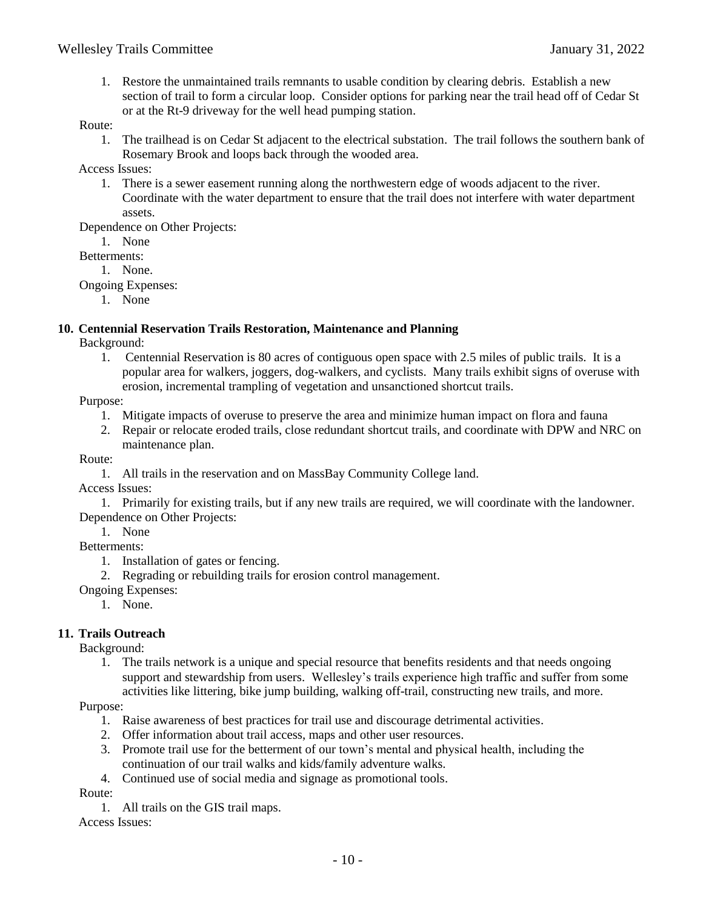1. Restore the unmaintained trails remnants to usable condition by clearing debris. Establish a new section of trail to form a circular loop. Consider options for parking near the trail head off of Cedar St or at the Rt-9 driveway for the well head pumping station.

Route:

1. The trailhead is on Cedar St adjacent to the electrical substation. The trail follows the southern bank of Rosemary Brook and loops back through the wooded area.

Access Issues:

1. There is a sewer easement running along the northwestern edge of woods adjacent to the river. Coordinate with the water department to ensure that the trail does not interfere with water department assets.

Dependence on Other Projects:

1. None

Betterments:

1. None.

Ongoing Expenses:

1. None

## 10. Centennial Reservation Trails Restoration, Maintenance and Planning

Background:

1. Centennial Reservation is 80 acres of contiguous open space with 2.5 miles of public trails. It is a popular area for walkers, joggers, dog-walkers, and cyclists. Many trails exhibit signs of overuse with erosion, incremental trampling of vegetation and unsanctioned shortcut trails.

Purpose:

1. Mitigate impacts of overuse to preserve the area and minimize human impact on flora and fauna
2. Repair or relocate eroded trails, close redundant shortcut trails, and coordinate with DPW and NRC on maintenance plan.

Route:

1. All trails in the reservation and on MassBay Community College land.

Access Issues:

1. Primarily for existing trails, but if any new trails are required, we will coordinate with the landowner.

Dependence on Other Projects:

1. None

Betterments:

1. Installation of gates or fencing.
2. Regrading or rebuilding trails for erosion control management.

Ongoing Expenses:

1. None.

## 11. Trails Outreach

Background:

1. The trails network is a unique and special resource that benefits residents and that needs ongoing support and stewardship from users. Wellesley's trails experience high traffic and suffer from some activities like littering, bike jump building, walking off-trail, constructing new trails, and more.

Purpose:

1. Raise awareness of best practices for trail use and discourage detrimental activities.
2. Offer information about trail access, maps and other user resources.
3. Promote trail use for the betterment of our town's mental and physical health, including the continuation of our trail walks and kids/family adventure walks.
4. Continued use of social media and signage as promotional tools.

Route:

1. All trails on the GIS trail maps.

Access Issues: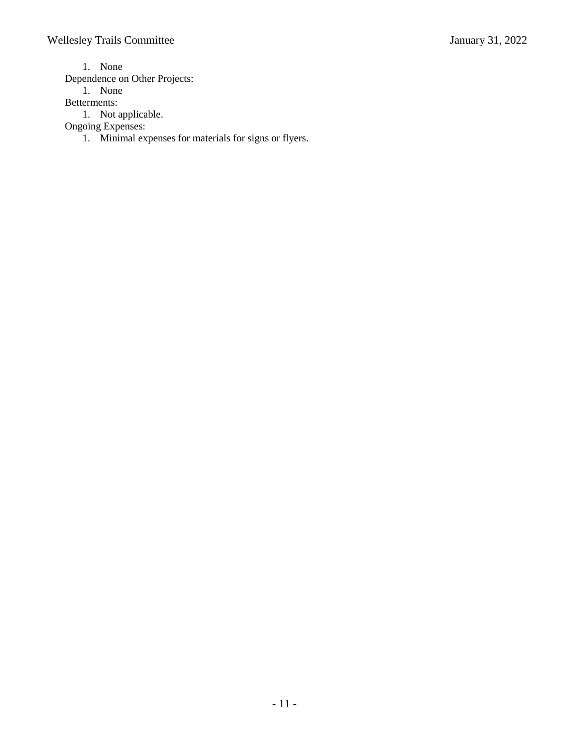1. None

Dependence on Other Projects:

1. None

Betterments:

1. Not applicable.

Ongoing Expenses:

1. Minimal expenses for materials for signs or flyers.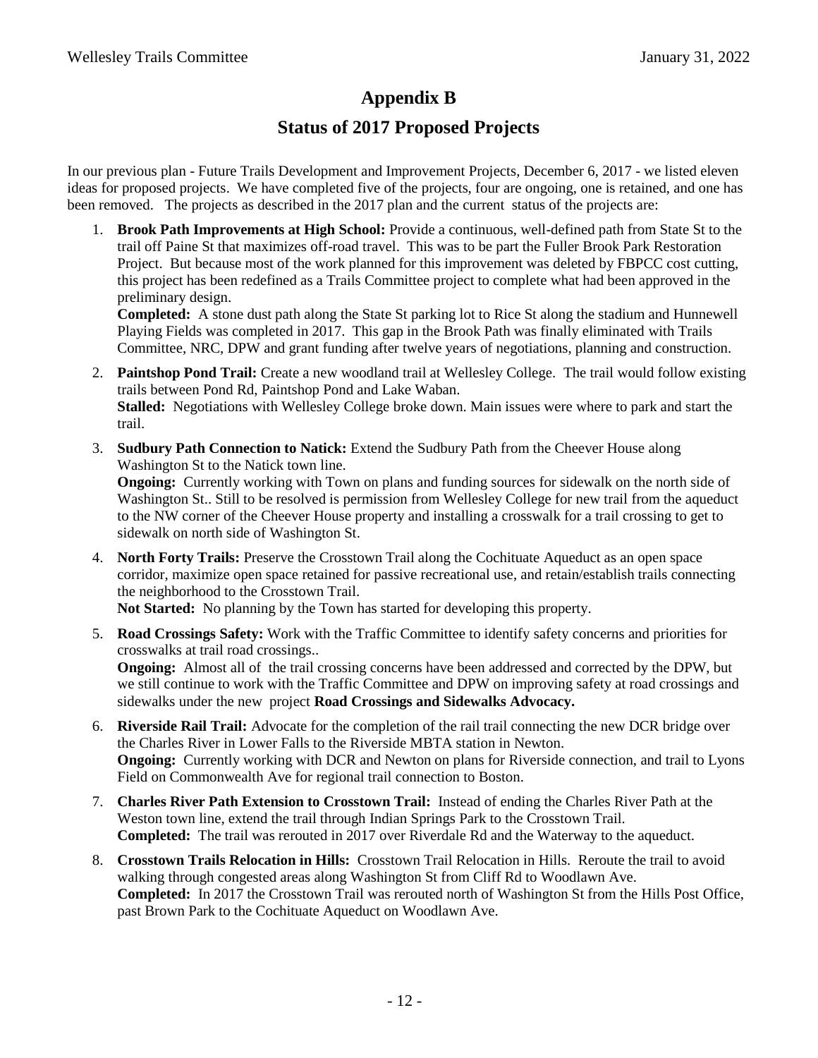# Appendix B

## Status of 2017 Proposed Projects

In our previous plan - Future Trails Development and Improvement Projects, December 6, 2017 - we listed eleven ideas for proposed projects. We have completed five of the projects, four are ongoing, one is retained, and one has been removed. The projects as described in the 2017 plan and the current status of the projects are:

1. **Brook Path Improvements at High School:** Provide a continuous, well-defined path from State St to the trail off Paine St that maximizes off-road travel. This was to be part the Fuller Brook Park Restoration Project. But because most of the work planned for this improvement was deleted by FBPCC cost cutting, this project has been redefined as a Trails Committee project to complete what had been approved in the preliminary design.
   **Completed:** A stone dust path along the State St parking lot to Rice St along the stadium and Hunnewell Playing Fields was completed in 2017. This gap in the Brook Path was finally eliminated with Trails Committee, NRC, DPW and grant funding after twelve years of negotiations, planning and construction.
2. **Paintshop Pond Trail:** Create a new woodland trail at Wellesley College. The trail would follow existing trails between Pond Rd, Paintshop Pond and Lake Waban.
   **Stalled:** Negotiations with Wellesley College broke down. Main issues were where to park and start the trail.
3. **Sudbury Path Connection to Natick:** Extend the Sudbury Path from the Cheever House along Washington St to the Natick town line.
   **Ongoing:** Currently working with Town on plans and funding sources for sidewalk on the north side of Washington St.. Still to be resolved is permission from Wellesley College for new trail from the aqueduct to the NW corner of the Cheever House property and installing a crosswalk for a trail crossing to get to sidewalk on north side of Washington St.
4. **North Forty Trails:** Preserve the Crosstown Trail along the Cochituate Aqueduct as an open space corridor, maximize open space retained for passive recreational use, and retain/establish trails connecting the neighborhood to the Crosstown Trail.
   **Not Started:** No planning by the Town has started for developing this property.
5. **Road Crossings Safety:** Work with the Traffic Committee to identify safety concerns and priorities for crosswalks at trail road crossings..
   **Ongoing:** Almost all of the trail crossing concerns have been addressed and corrected by the DPW, but we still continue to work with the Traffic Committee and DPW on improving safety at road crossings and sidewalks under the new project **Road Crossings and Sidewalks Advocacy.**
6. **Riverside Rail Trail:** Advocate for the completion of the rail trail connecting the new DCR bridge over the Charles River in Lower Falls to the Riverside MBTA station in Newton.
   **Ongoing:** Currently working with DCR and Newton on plans for Riverside connection, and trail to Lyons Field on Commonwealth Ave for regional trail connection to Boston.
7. **Charles River Path Extension to Crosstown Trail:** Instead of ending the Charles River Path at the Weston town line, extend the trail through Indian Springs Park to the Crosstown Trail.
   **Completed:** The trail was rerouted in 2017 over Riverdale Rd and the Waterway to the aqueduct.
8. **Crosstown Trails Relocation in Hills:** Crosstown Trail Relocation in Hills. Reroute the trail to avoid walking through congested areas along Washington St from Cliff Rd to Woodlawn Ave.
   **Completed:** In 2017 the Crosstown Trail was rerouted north of Washington St from the Hills Post Office, past Brown Park to the Cochituate Aqueduct on Woodlawn Ave.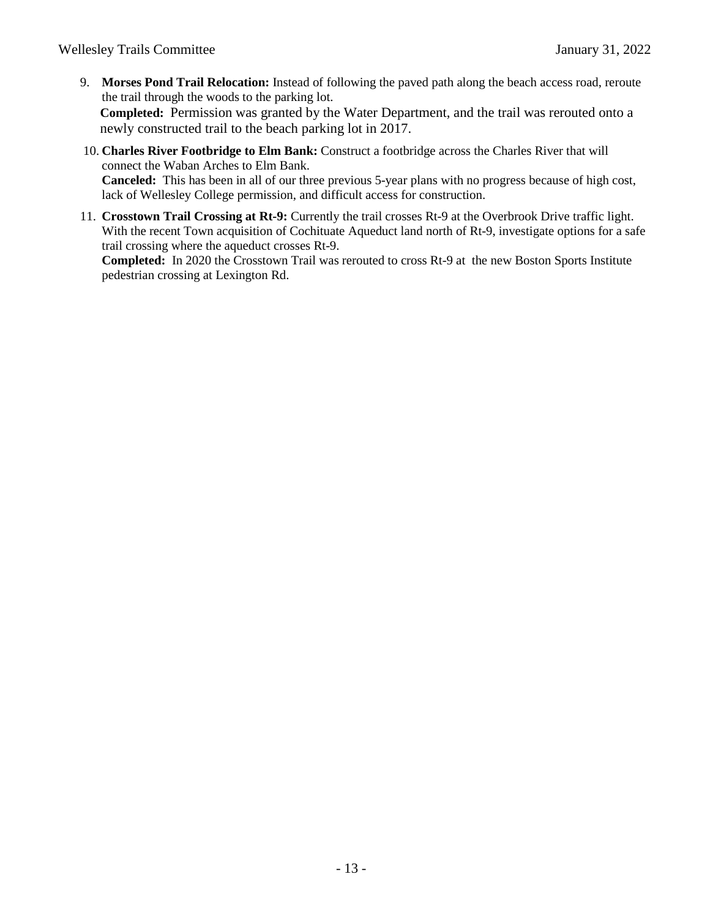9. **Morses Pond Trail Relocation:** Instead of following the paved path along the beach access road, reroute the trail through the woods to the parking lot.
   **Completed:** Permission was granted by the Water Department, and the trail was rerouted onto a newly constructed trail to the beach parking lot in 2017.

10. **Charles River Footbridge to Elm Bank:** Construct a footbridge across the Charles River that will connect the Waban Arches to Elm Bank.
    **Canceled:** This has been in all of our three previous 5-year plans with no progress because of high cost, lack of Wellesley College permission, and difficult access for construction.

11. **Crosstown Trail Crossing at Rt-9:** Currently the trail crosses Rt-9 at the Overbrook Drive traffic light. With the recent Town acquisition of Cochituate Aqueduct land north of Rt-9, investigate options for a safe trail crossing where the aqueduct crosses Rt-9.
    **Completed:** In 2020 the Crosstown Trail was rerouted to cross Rt-9 at the new Boston Sports Institute pedestrian crossing at Lexington Rd.